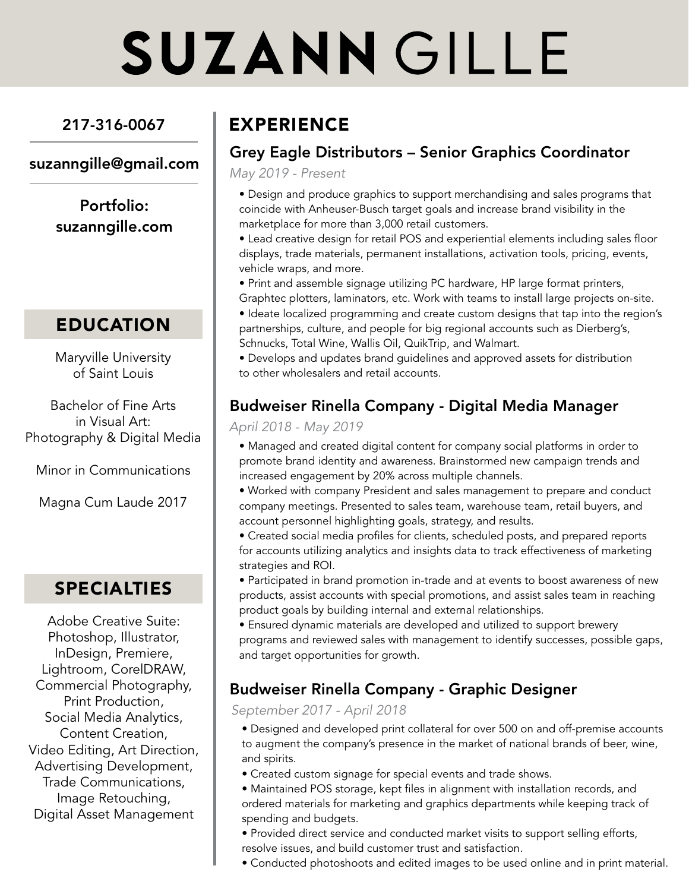# SUZANN GILLE

217-316-0067

suzanngille@gmail.com

**Portfolio:**
**suzanngille.com**

## EDUCATION

Maryville University of Saint Louis

Bachelor of Fine Arts in Visual Art: Photography & Digital Media

Minor in Communications

Magna Cum Laude 2017

## SPECIALTIES

Adobe Creative Suite: Photoshop, Illustrator, InDesign, Premiere, Lightroom, CorelDRAW, Commercial Photography, Print Production, Social Media Analytics, Content Creation, Video Editing, Art Direction, Advertising Development, Trade Communications, Image Retouching, Digital Asset Management

## EXPERIENCE

### Grey Eagle Distributors – Senior Graphics Coordinator

*May 2019 - Present*

- Design and produce graphics to support merchandising and sales programs that coincide with Anheuser-Busch target goals and increase brand visibility in the marketplace for more than 3,000 retail customers.
- Lead creative design for retail POS and experiential elements including sales floor displays, trade materials, permanent installations, activation tools, pricing, events, vehicle wraps, and more.
- Print and assemble signage utilizing PC hardware, HP large format printers, Graphtec plotters, laminators, etc. Work with teams to install large projects on-site.
- Ideate localized programming and create custom designs that tap into the region's partnerships, culture, and people for big regional accounts such as Dierberg's, Schnucks, Total Wine, Wallis Oil, QuikTrip, and Walmart.
- Develops and updates brand guidelines and approved assets for distribution to other wholesalers and retail accounts.

### Budweiser Rinella Company - Digital Media Manager

*April 2018 - May 2019*

- Managed and created digital content for company social platforms in order to promote brand identity and awareness. Brainstormed new campaign trends and increased engagement by 20% across multiple channels.
- Worked with company President and sales management to prepare and conduct company meetings. Presented to sales team, warehouse team, retail buyers, and account personnel highlighting goals, strategy, and results.
- Created social media profiles for clients, scheduled posts, and prepared reports for accounts utilizing analytics and insights data to track effectiveness of marketing strategies and ROI.
- Participated in brand promotion in-trade and at events to boost awareness of new products, assist accounts with special promotions, and assist sales team in reaching product goals by building internal and external relationships.
- Ensured dynamic materials are developed and utilized to support brewery programs and reviewed sales with management to identify successes, possible gaps, and target opportunities for growth.

### Budweiser Rinella Company - Graphic Designer

*September 2017 - April 2018*

- Designed and developed print collateral for over 500 on and off-premise accounts to augment the company's presence in the market of national brands of beer, wine, and spirits.
- Created custom signage for special events and trade shows.
- Maintained POS storage, kept files in alignment with installation records, and ordered materials for marketing and graphics departments while keeping track of spending and budgets.
- Provided direct service and conducted market visits to support selling efforts, resolve issues, and build customer trust and satisfaction.
- Conducted photoshoots and edited images to be used online and in print material.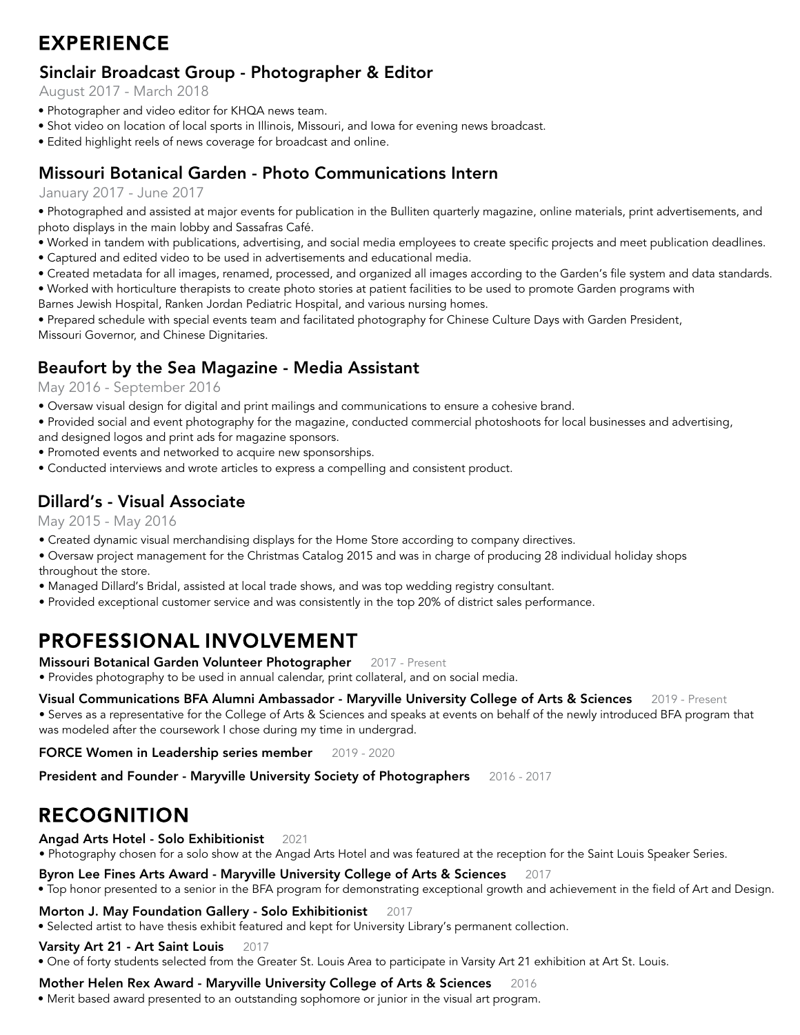# EXPERIENCE

## Sinclair Broadcast Group - Photographer & Editor

August 2017 - March 2018

- Photographer and video editor for KHQA news team.
- Shot video on location of local sports in Illinois, Missouri, and Iowa for evening news broadcast.
- Edited highlight reels of news coverage for broadcast and online.

## Missouri Botanical Garden - Photo Communications Intern

January 2017 - June 2017

- Photographed and assisted at major events for publication in the Bulliten quarterly magazine, online materials, print advertisements, and photo displays in the main lobby and Sassafras Café.
- Worked in tandem with publications, advertising, and social media employees to create specific projects and meet publication deadlines.
- Captured and edited video to be used in advertisements and educational media.
- Created metadata for all images, renamed, processed, and organized all images according to the Garden's file system and data standards.
- Worked with horticulture therapists to create photo stories at patient facilities to be used to promote Garden programs with Barnes Jewish Hospital, Ranken Jordan Pediatric Hospital, and various nursing homes.
- Prepared schedule with special events team and facilitated photography for Chinese Culture Days with Garden President, Missouri Governor, and Chinese Dignitaries.

## Beaufort by the Sea Magazine - Media Assistant

May 2016 - September 2016

- Oversaw visual design for digital and print mailings and communications to ensure a cohesive brand.
- Provided social and event photography for the magazine, conducted commercial photoshoots for local businesses and advertising, and designed logos and print ads for magazine sponsors.
- Promoted events and networked to acquire new sponsorships.
- Conducted interviews and wrote articles to express a compelling and consistent product.

## Dillard's - Visual Associate

May 2015 - May 2016

- Created dynamic visual merchandising displays for the Home Store according to company directives.
- Oversaw project management for the Christmas Catalog 2015 and was in charge of producing 28 individual holiday shops throughout the store.
- Managed Dillard's Bridal, assisted at local trade shows, and was top wedding registry consultant.
- Provided exceptional customer service and was consistently in the top 20% of district sales performance.

# PROFESSIONAL INVOLVEMENT

**Missouri Botanical Garden Volunteer Photographer** 2017 - Present

- Provides photography to be used in annual calendar, print collateral, and on social media.

**Visual Communications BFA Alumni Ambassador - Maryville University College of Arts & Sciences** 2019 - Present

- Serves as a representative for the College of Arts & Sciences and speaks at events on behalf of the newly introduced BFA program that was modeled after the coursework I chose during my time in undergrad.

**FORCE Women in Leadership series member** 2019 - 2020

**President and Founder - Maryville University Society of Photographers** 2016 - 2017

# RECOGNITION

**Angad Arts Hotel - Solo Exhibitionist** 2021

- Photography chosen for a solo show at the Angad Arts Hotel and was featured at the reception for the Saint Louis Speaker Series.

**Byron Lee Fines Arts Award - Maryville University College of Arts & Sciences** 2017

- Top honor presented to a senior in the BFA program for demonstrating exceptional growth and achievement in the field of Art and Design.

**Morton J. May Foundation Gallery - Solo Exhibitionist** 2017

- Selected artist to have thesis exhibit featured and kept for University Library's permanent collection.

**Varsity Art 21 - Art Saint Louis** 2017

- One of forty students selected from the Greater St. Louis Area to participate in Varsity Art 21 exhibition at Art St. Louis.

**Mother Helen Rex Award - Maryville University College of Arts & Sciences** 2016

- Merit based award presented to an outstanding sophomore or junior in the visual art program.